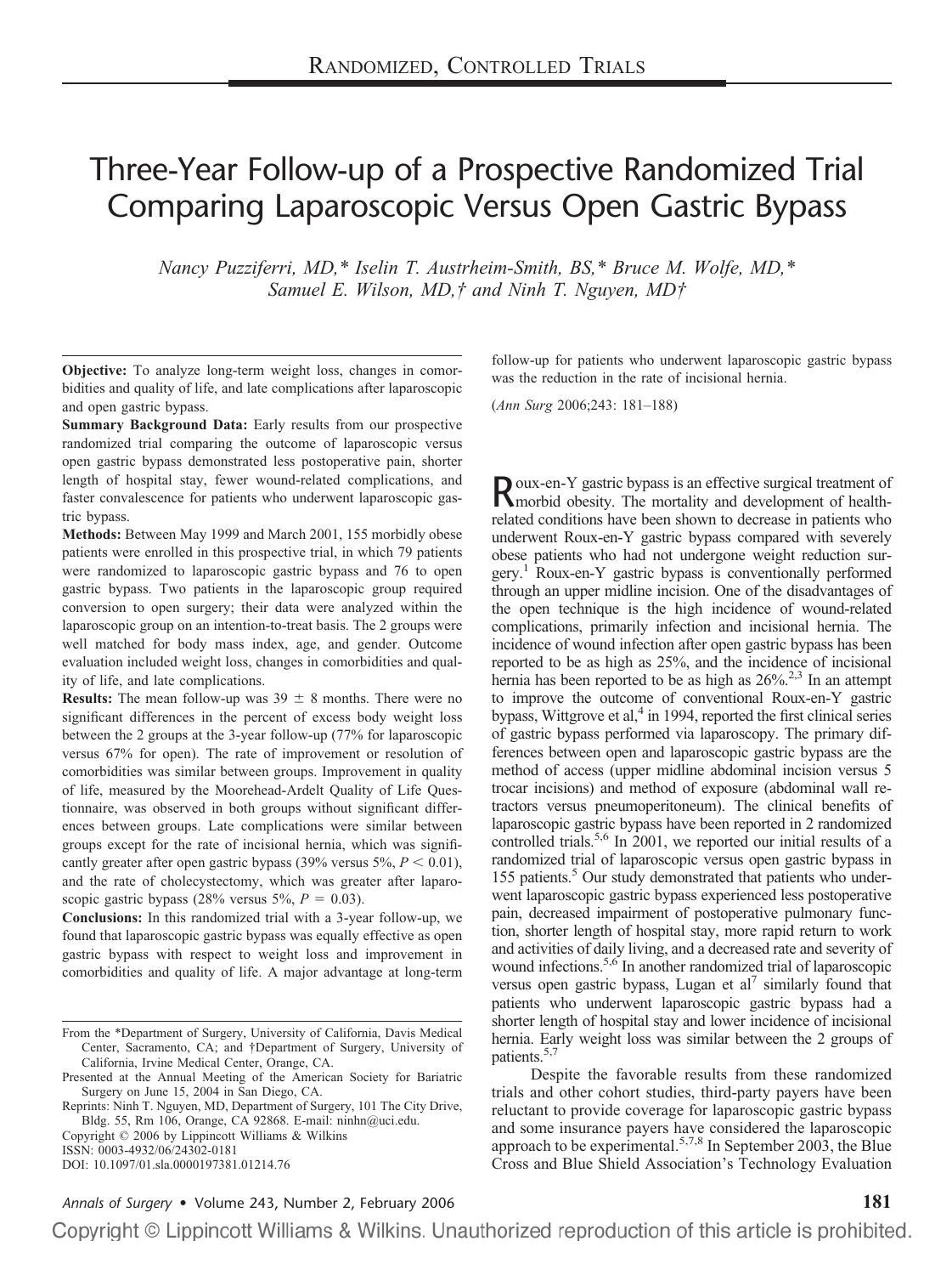RANDOMIZED, CONTROLLED TRIALS

# Three-Year Follow-up of a Prospective Randomized Trial Comparing Laparoscopic Versus Open Gastric Bypass

*Nancy Puzziferri, MD,\* Iselin T. Austrheim-Smith, BS,\* Bruce M. Wolfe, MD,\* Samuel E. Wilson, MD,† and Ninh T. Nguyen, MD†*

**Objective:** To analyze long-term weight loss, changes in comorbidities and quality of life, and late complications after laparoscopic and open gastric bypass.

**Summary Background Data:** Early results from our prospective randomized trial comparing the outcome of laparoscopic versus open gastric bypass demonstrated less postoperative pain, shorter length of hospital stay, fewer wound-related complications, and faster convalescence for patients who underwent laparoscopic gastric bypass.

**Methods:** Between May 1999 and March 2001, 155 morbidly obese patients were enrolled in this prospective trial, in which 79 patients were randomized to laparoscopic gastric bypass and 76 to open gastric bypass. Two patients in the laparoscopic group required conversion to open surgery; their data were analyzed within the laparoscopic group on an intention-to-treat basis. The 2 groups were well matched for body mass index, age, and gender. Outcome evaluation included weight loss, changes in comorbidities and quality of life, and late complications.

**Results:** The mean follow-up was 39 ± 8 months. There were no significant differences in the percent of excess body weight loss between the 2 groups at the 3-year follow-up (77% for laparoscopic versus 67% for open). The rate of improvement or resolution of comorbidities was similar between groups. Improvement in quality of life, measured by the Moorehead-Ardelt Quality of Life Questionnaire, was observed in both groups without significant differences between groups. Late complications were similar between groups except for the rate of incisional hernia, which was significantly greater after open gastric bypass (39% versus 5%, $P < 0.01$), and the rate of cholecystectomy, which was greater after laparoscopic gastric bypass (28% versus 5%, $P = 0.03$).

**Conclusions:** In this randomized trial with a 3-year follow-up, we found that laparoscopic gastric bypass was equally effective as open gastric bypass with respect to weight loss and improvement in comorbidities and quality of life. A major advantage at long-term follow-up for patients who underwent laparoscopic gastric bypass was the reduction in the rate of incisional hernia.

(*Ann Surg* 2006;243: 181–188)

Roux-en-Y gastric bypass is an effective surgical treatment of morbid obesity. The mortality and development of health-related conditions have been shown to decrease in patients who underwent Roux-en-Y gastric bypass compared with severely obese patients who had not undergone weight reduction surgery.[1] Roux-en-Y gastric bypass is conventionally performed through an upper midline incision. One of the disadvantages of the open technique is the high incidence of wound-related complications, primarily infection and incisional hernia. The incidence of wound infection after open gastric bypass has been reported to be as high as 25%, and the incidence of incisional hernia has been reported to be as high as 26%.[2,3] In an attempt to improve the outcome of conventional Roux-en-Y gastric bypass, Wittgrove et al,[4] in 1994, reported the first clinical series of gastric bypass performed via laparoscopy. The primary differences between open and laparoscopic gastric bypass are the method of access (upper midline abdominal incision versus 5 trocar incisions) and method of exposure (abdominal wall retractors versus pneumoperitoneum). The clinical benefits of laparoscopic gastric bypass have been reported in 2 randomized controlled trials.[5,6] In 2001, we reported our initial results of a randomized trial of laparoscopic versus open gastric bypass in 155 patients.[5] Our study demonstrated that patients who underwent laparoscopic gastric bypass experienced less postoperative pain, decreased impairment of postoperative pulmonary function, shorter length of hospital stay, more rapid return to work and activities of daily living, and a decreased rate and severity of wound infections.[5,6] In another randomized trial of laparoscopic versus open gastric bypass, Lugan et al[7] similarly found that patients who underwent laparoscopic gastric bypass had a shorter length of hospital stay and lower incidence of incisional hernia. Early weight loss was similar between the 2 groups of patients.[5,7]

Despite the favorable results from these randomized trials and other cohort studies, third-party payers have been reluctant to provide coverage for laparoscopic gastric bypass and some insurance payers have considered the laparoscopic approach to be experimental.[5,7,8] In September 2003, the Blue Cross and Blue Shield Association's Technology Evaluation

From the \*Department of Surgery, University of California, Davis Medical Center, Sacramento, CA; and †Department of Surgery, University of California, Irvine Medical Center, Orange, CA.

Presented at the Annual Meeting of the American Society for Bariatric Surgery on June 15, 2004 in San Diego, CA.

Reprints: Ninh T. Nguyen, MD, Department of Surgery, 101 The City Drive, Bldg. 55, Rm 106, Orange, CA 92868. E-mail: ninhn@uci.edu.

Copyright © 2006 by Lippincott Williams & Wilkins

ISSN: 0003-4932/06/24302-0181

DOI: 10.1097/01.sla.0000197381.01214.76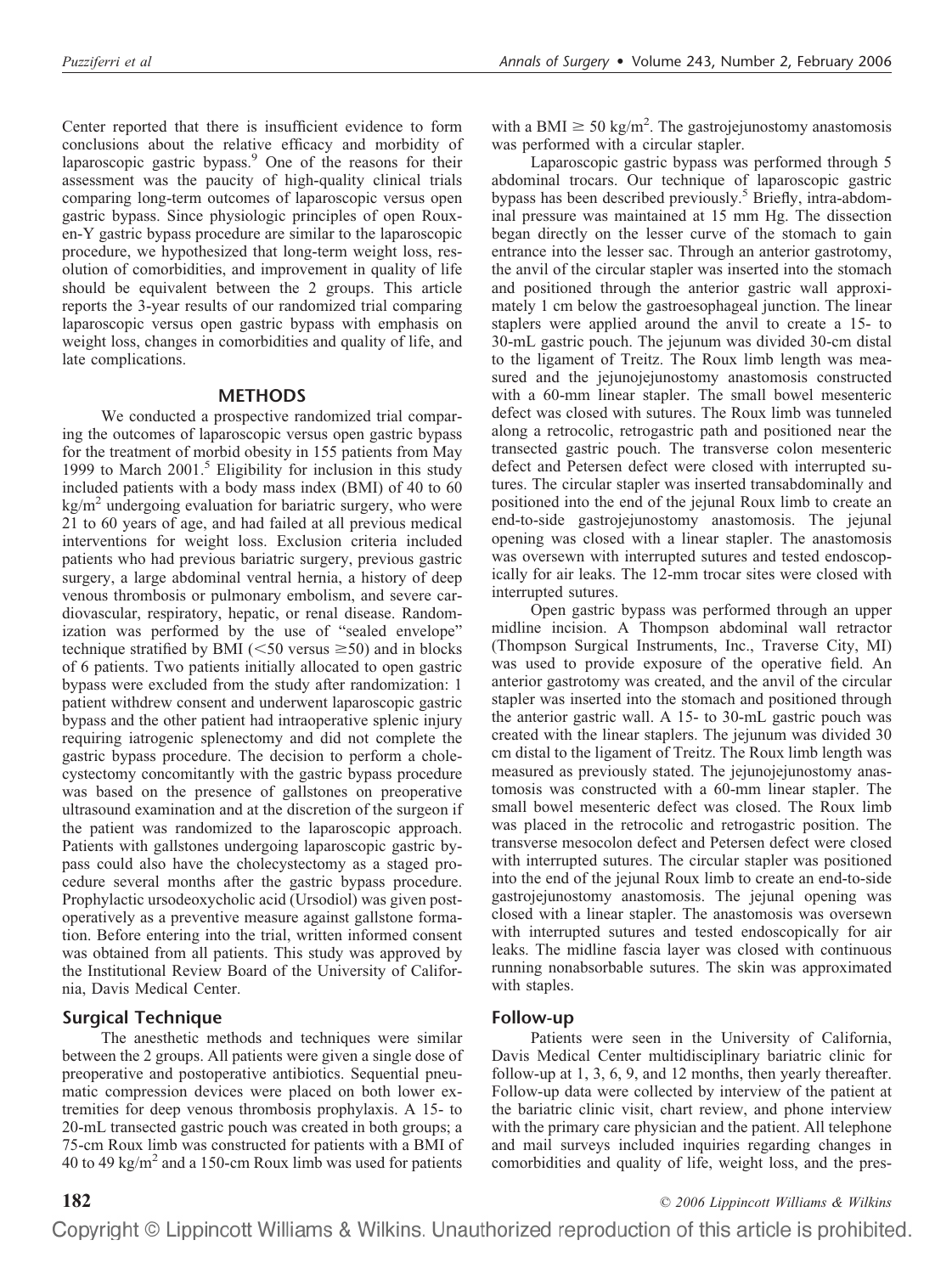Center reported that there is insufficient evidence to form conclusions about the relative efficacy and morbidity of laparoscopic gastric bypass.[9] One of the reasons for their assessment was the paucity of high-quality clinical trials comparing long-term outcomes of laparoscopic versus open gastric bypass. Since physiologic principles of open Roux-en-Y gastric bypass procedure are similar to the laparoscopic procedure, we hypothesized that long-term weight loss, resolution of comorbidities, and improvement in quality of life should be equivalent between the 2 groups. This article reports the 3-year results of our randomized trial comparing laparoscopic versus open gastric bypass with emphasis on weight loss, changes in comorbidities and quality of life, and late complications.

## METHODS

We conducted a prospective randomized trial comparing the outcomes of laparoscopic versus open gastric bypass for the treatment of morbid obesity in 155 patients from May 1999 to March 2001.[5] Eligibility for inclusion in this study included patients with a body mass index (BMI) of 40 to 60 $kg/m^2$ undergoing evaluation for bariatric surgery, who were 21 to 60 years of age, and had failed at all previous medical interventions for weight loss. Exclusion criteria included patients who had previous bariatric surgery, previous gastric surgery, a large abdominal ventral hernia, a history of deep venous thrombosis or pulmonary embolism, and severe cardiovascular, respiratory, hepatic, or renal disease. Randomization was performed by the use of "sealed envelope" technique stratified by BMI ($<50$ versus $\geq 50$) and in blocks of 6 patients. Two patients initially allocated to open gastric bypass were excluded from the study after randomization: 1 patient withdrew consent and underwent laparoscopic gastric bypass and the other patient had intraoperative splenic injury requiring iatrogenic splenectomy and did not complete the gastric bypass procedure. The decision to perform a cholecystectomy concomitantly with the gastric bypass procedure was based on the presence of gallstones on preoperative ultrasound examination and at the discretion of the surgeon if the patient was randomized to the laparoscopic approach. Patients with gallstones undergoing laparoscopic gastric bypass could also have the cholecystectomy as a staged procedure several months after the gastric bypass procedure. Prophylactic ursodeoxycholic acid (Ursodiol) was given postoperatively as a preventive measure against gallstone formation. Before entering into the trial, written informed consent was obtained from all patients. This study was approved by the Institutional Review Board of the University of California, Davis Medical Center.

### Surgical Technique

The anesthetic methods and techniques were similar between the 2 groups. All patients were given a single dose of preoperative and postoperative antibiotics. Sequential pneumatic compression devices were placed on both lower extremities for deep venous thrombosis prophylaxis. A 15- to 20-mL transected gastric pouch was created in both groups; a 75-cm Roux limb was constructed for patients with a BMI of 40 to 49 $kg/m^2$ and a 150-cm Roux limb was used for patients with a BMI $\geq 50$ $kg/m^2$. The gastrojejunostomy anastomosis was performed with a circular stapler.

Laparoscopic gastric bypass was performed through 5 abdominal trocars. Our technique of laparoscopic gastric bypass has been described previously.[5] Briefly, intra-abdominal pressure was maintained at 15 mm Hg. The dissection began directly on the lesser curve of the stomach to gain entrance into the lesser sac. Through an anterior gastrotomy, the anvil of the circular stapler was inserted into the stomach and positioned through the anterior gastric wall approximately 1 cm below the gastroesophageal junction. The linear staplers were applied around the anvil to create a 15- to 30-mL gastric pouch. The jejunum was divided 30-cm distal to the ligament of Treitz. The Roux limb length was measured and the jejunojejunostomy anastomosis constructed with a 60-mm linear stapler. The small bowel mesenteric defect was closed with sutures. The Roux limb was tunneled along a retrocolic, retrogastric path and positioned near the transected gastric pouch. The transverse colon mesenteric defect and Petersen defect were closed with interrupted sutures. The circular stapler was inserted transabdominally and positioned into the end of the jejunal Roux limb to create an end-to-side gastrojejunostomy anastomosis. The jejunal opening was closed with a linear stapler. The anastomosis was oversewn with interrupted sutures and tested endoscopically for air leaks. The 12-mm trocar sites were closed with interrupted sutures.

Open gastric bypass was performed through an upper midline incision. A Thompson abdominal wall retractor (Thompson Surgical Instruments, Inc., Traverse City, MI) was used to provide exposure of the operative field. An anterior gastrotomy was created, and the anvil of the circular stapler was inserted into the stomach and positioned through the anterior gastric wall. A 15- to 30-mL gastric pouch was created with the linear staplers. The jejunum was divided 30 cm distal to the ligament of Treitz. The Roux limb length was measured as previously stated. The jejunojejunostomy anastomosis was constructed with a 60-mm linear stapler. The small bowel mesenteric defect was closed. The Roux limb was placed in the retrocolic and retrogastric position. The transverse mesocolon defect and Petersen defect were closed with interrupted sutures. The circular stapler was positioned into the end of the jejunal Roux limb to create an end-to-side gastrojejunostomy anastomosis. The jejunal opening was closed with a linear stapler. The anastomosis was oversewn with interrupted sutures and tested endoscopically for air leaks. The midline fascia layer was closed with continuous running nonabsorbable sutures. The skin was approximated with staples.

### Follow-up

Patients were seen in the University of California, Davis Medical Center multidisciplinary bariatric clinic for follow-up at 1, 3, 6, 9, and 12 months, then yearly thereafter. Follow-up data were collected by interview of the patient at the bariatric clinic visit, chart review, and phone interview with the primary care physician and the patient. All telephone and mail surveys included inquiries regarding changes in comorbidities and quality of life, weight loss, and the pres-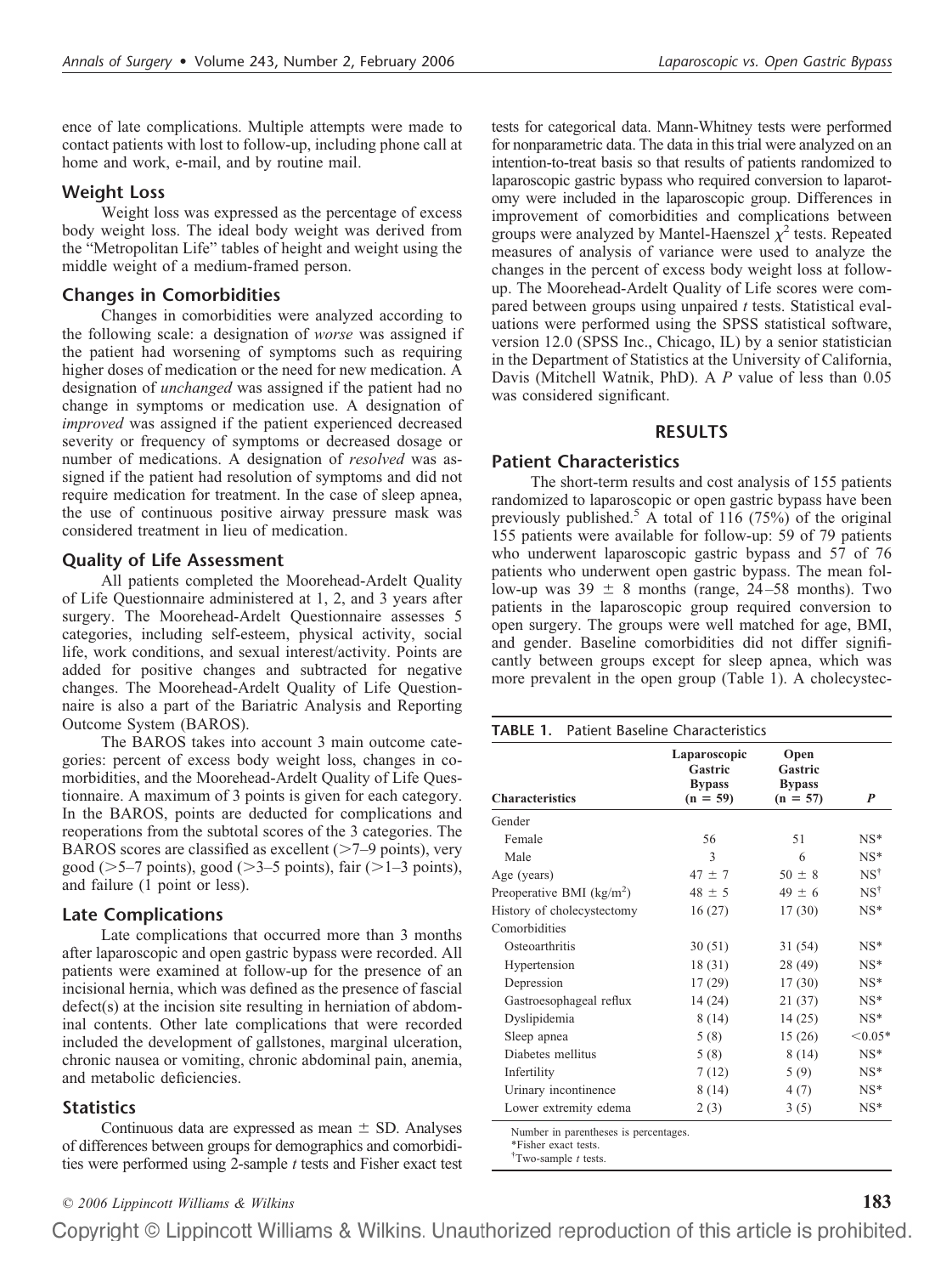ence of late complications. Multiple attempts were made to contact patients with lost to follow-up, including phone call at home and work, e-mail, and by routine mail.

### Weight Loss

Weight loss was expressed as the percentage of excess body weight loss. The ideal body weight was derived from the "Metropolitan Life" tables of height and weight using the middle weight of a medium-framed person.

### Changes in Comorbidities

Changes in comorbidities were analyzed according to the following scale: a designation of *worse* was assigned if the patient had worsening of symptoms such as requiring higher doses of medication or the need for new medication. A designation of *unchanged* was assigned if the patient had no change in symptoms or medication use. A designation of *improved* was assigned if the patient experienced decreased severity or frequency of symptoms or decreased dosage or number of medications. A designation of *resolved* was assigned if the patient had resolution of symptoms and did not require medication for treatment. In the case of sleep apnea, the use of continuous positive airway pressure mask was considered treatment in lieu of medication.

### Quality of Life Assessment

All patients completed the Moorehead-Ardelt Quality of Life Questionnaire administered at 1, 2, and 3 years after surgery. The Moorehead-Ardelt Questionnaire assesses 5 categories, including self-esteem, physical activity, social life, work conditions, and sexual interest/activity. Points are added for positive changes and subtracted for negative changes. The Moorehead-Ardelt Quality of Life Questionnaire is also a part of the Bariatric Analysis and Reporting Outcome System (BAROS).

The BAROS takes into account 3 main outcome categories: percent of excess body weight loss, changes in comorbidities, and the Moorehead-Ardelt Quality of Life Questionnaire. A maximum of 3 points is given for each category. In the BAROS, points are deducted for complications and reoperations from the subtotal scores of the 3 categories. The BAROS scores are classified as excellent (>7–9 points), very good (>5–7 points), good (>3–5 points), fair (>1–3 points), and failure (1 point or less).

### Late Complications

Late complications that occurred more than 3 months after laparoscopic and open gastric bypass were recorded. All patients were examined at follow-up for the presence of an incisional hernia, which was defined as the presence of fascial defect(s) at the incision site resulting in herniation of abdominal contents. Other late complications that were recorded included the development of gallstones, marginal ulceration, chronic nausea or vomiting, chronic abdominal pain, anemia, and metabolic deficiencies.

### Statistics

Continuous data are expressed as mean ± SD. Analyses of differences between groups for demographics and comorbidities were performed using 2-sample *t* tests and Fisher exact test tests for categorical data. Mann-Whitney tests were performed for nonparametric data. The data in this trial were analyzed on an intention-to-treat basis so that results of patients randomized to laparoscopic gastric bypass who required conversion to laparotomy were included in the laparoscopic group. Differences in improvement of comorbidities and complications between groups were analyzed by Mantel-Haenszel $\chi^2$ tests. Repeated measures of analysis of variance were used to analyze the changes in the percent of excess body weight loss at follow-up. The Moorehead-Ardelt Quality of Life scores were compared between groups using unpaired *t* tests. Statistical evaluations were performed using the SPSS statistical software, version 12.0 (SPSS Inc., Chicago, IL) by a senior statistician in the Department of Statistics at the University of California, Davis (Mitchell Watnik, PhD). A *P* value of less than 0.05 was considered significant.

## RESULTS

### Patient Characteristics

The short-term results and cost analysis of 155 patients randomized to laparoscopic or open gastric bypass have been previously published.[5] A total of 116 (75%) of the original 155 patients were available for follow-up: 59 of 79 patients who underwent laparoscopic gastric bypass and 57 of 76 patients who underwent open gastric bypass. The mean follow-up was 39 ± 8 months (range, 24–58 months). Two patients in the laparoscopic group required conversion to open surgery. The groups were well matched for age, BMI, and gender. Baseline comorbidities did not differ significantly between groups except for sleep apnea, which was more prevalent in the open group (Table 1). A cholecystec-

**TABLE 1.** Patient Baseline Characteristics

| Characteristics | Laparoscopic Gastric Bypass (n = 59) | Open Gastric Bypass (n = 57) | *P* |
|---|---|---|---|
| Gender | | | |
| Female | 56 | 51 | NS* |
| Male | 3 | 6 | NS* |
| Age (years) | 47 ± 7 | 50 ± 8 | NS† |
| Preoperative BMI (kg/m²) | 48 ± 5 | 49 ± 6 | NS† |
| History of cholecystectomy | 16 (27) | 17 (30) | NS* |
| Comorbidities | | | |
| Osteoarthritis | 30 (51) | 31 (54) | NS* |
| Hypertension | 18 (31) | 28 (49) | NS* |
| Depression | 17 (29) | 17 (30) | NS* |
| Gastroesophageal reflux | 14 (24) | 21 (37) | NS* |
| Dyslipidemia | 8 (14) | 14 (25) | NS* |
| Sleep apnea | 5 (8) | 15 (26) | <0.05* |
| Diabetes mellitus | 5 (8) | 8 (14) | NS* |
| Infertility | 7 (12) | 5 (9) | NS* |
| Urinary incontinence | 8 (14) | 4 (7) | NS* |
| Lower extremity edema | 2 (3) | 3 (5) | NS* |

Number in parentheses is percentages.
*Fisher exact tests.
†Two-sample *t* tests.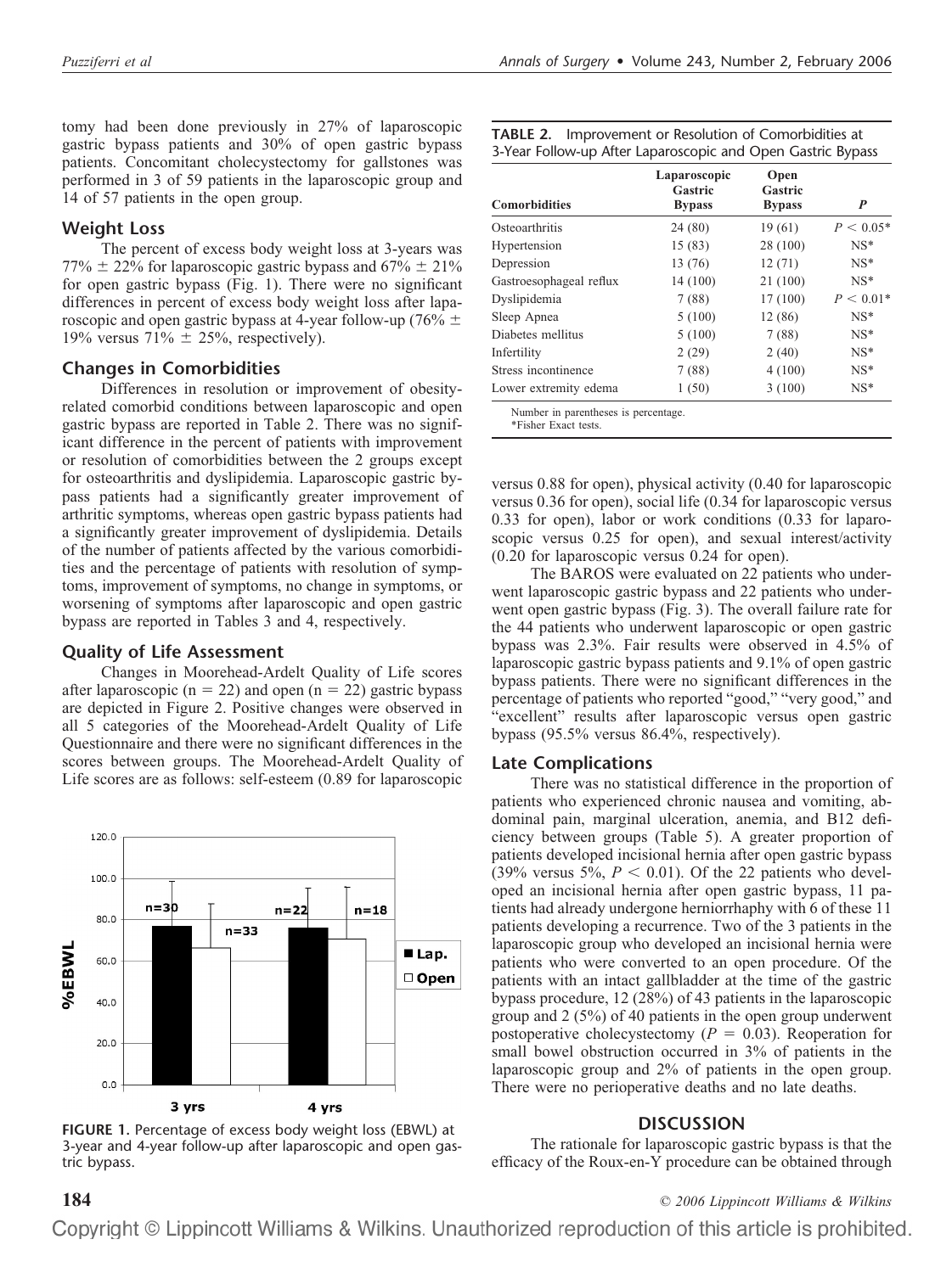tomy had been done previously in 27% of laparoscopic gastric bypass patients and 30% of open gastric bypass patients. Concomitant cholecystectomy for gallstones was performed in 3 of 59 patients in the laparoscopic group and 14 of 57 patients in the open group.

## Weight Loss

The percent of excess body weight loss at 3-years was 77% ± 22% for laparoscopic gastric bypass and 67% ± 21% for open gastric bypass (Fig. 1). There were no significant differences in percent of excess body weight loss after laparoscopic and open gastric bypass at 4-year follow-up (76% ± 19% versus 71% ± 25%, respectively).

## Changes in Comorbidities

Differences in resolution or improvement of obesity-related comorbid conditions between laparoscopic and open gastric bypass are reported in Table 2. There was no significant difference in the percent of patients with improvement or resolution of comorbidities between the 2 groups except for osteoarthritis and dyslipidemia. Laparoscopic gastric bypass patients had a significantly greater improvement of arthritic symptoms, whereas open gastric bypass patients had a significantly greater improvement of dyslipidemia. Details of the number of patients affected by the various comorbidities and the percentage of patients with resolution of symptoms, improvement of symptoms, no change in symptoms, or worsening of symptoms after laparoscopic and open gastric bypass are reported in Tables 3 and 4, respectively.

## Quality of Life Assessment

Changes in Moorehead-Ardelt Quality of Life scores after laparoscopic ($n = 22$) and open ($n = 22$) gastric bypass are depicted in Figure 2. Positive changes were observed in all 5 categories of the Moorehead-Ardelt Quality of Life Questionnaire and there were no significant differences in the scores between groups. The Moorehead-Ardelt Quality of Life scores are as follows: self-esteem (0.89 for laparoscopic versus 0.88 for open), physical activity (0.40 for laparoscopic versus 0.36 for open), social life (0.34 for laparoscopic versus 0.33 for open), labor or work conditions (0.33 for laparoscopic versus 0.25 for open), and sexual interest/activity (0.20 for laparoscopic versus 0.24 for open).

The BAROS were evaluated on 22 patients who underwent laparoscopic gastric bypass and 22 patients who underwent open gastric bypass (Fig. 3). The overall failure rate for the 44 patients who underwent laparoscopic or open gastric bypass was 2.3%. Fair results were observed in 4.5% of laparoscopic gastric bypass patients and 9.1% of open gastric bypass patients. There were no significant differences in the percentage of patients who reported "good," "very good," and "excellent" results after laparoscopic versus open gastric bypass (95.5% versus 86.4%, respectively).

**FIGURE 1.** Percentage of excess body weight loss (EBWL) at 3-year and 4-year follow-up after laparoscopic and open gastric bypass.

**TABLE 2.** Improvement or Resolution of Comorbidities at 3-Year Follow-up After Laparoscopic and Open Gastric Bypass

| Comorbidities | Laparoscopic Gastric Bypass | Open Gastric Bypass | P |
|---|---|---|---|
| Osteoarthritis | 24 (80) | 19 (61) | $P < 0.05$* |
| Hypertension | 15 (83) | 28 (100) | NS* |
| Depression | 13 (76) | 12 (71) | NS* |
| Gastroesophageal reflux | 14 (100) | 21 (100) | NS* |
| Dyslipidemia | 7 (88) | 17 (100) | $P < 0.01$* |
| Sleep Apnea | 5 (100) | 12 (86) | NS* |
| Diabetes mellitus | 5 (100) | 7 (88) | NS* |
| Infertility | 2 (29) | 2 (40) | NS* |
| Stress incontinence | 7 (88) | 4 (100) | NS* |
| Lower extremity edema | 1 (50) | 3 (100) | NS* |

Number in parentheses is percentage.
*Fisher Exact tests.

## Late Complications

There was no statistical difference in the proportion of patients who experienced chronic nausea and vomiting, abdominal pain, marginal ulceration, anemia, and B12 deficiency between groups (Table 5). A greater proportion of patients developed incisional hernia after open gastric bypass (39% versus 5%, $P < 0.01$). Of the 22 patients who developed an incisional hernia after open gastric bypass, 11 patients had already undergone herniorrhaphy with 6 of these 11 patients developing a recurrence. Two of the 3 patients in the laparoscopic group who developed an incisional hernia were patients who were converted to an open procedure. Of the patients with an intact gallbladder at the time of the gastric bypass procedure, 12 (28%) of 43 patients in the laparoscopic group and 2 (5%) of 40 patients in the open group underwent postoperative cholecystectomy ($P = 0.03$). Reoperation for small bowel obstruction occurred in 3% of patients in the laparoscopic group and 2% of patients in the open group. There were no perioperative deaths and no late deaths.

## DISCUSSION

The rationale for laparoscopic gastric bypass is that the efficacy of the Roux-en-Y procedure can be obtained through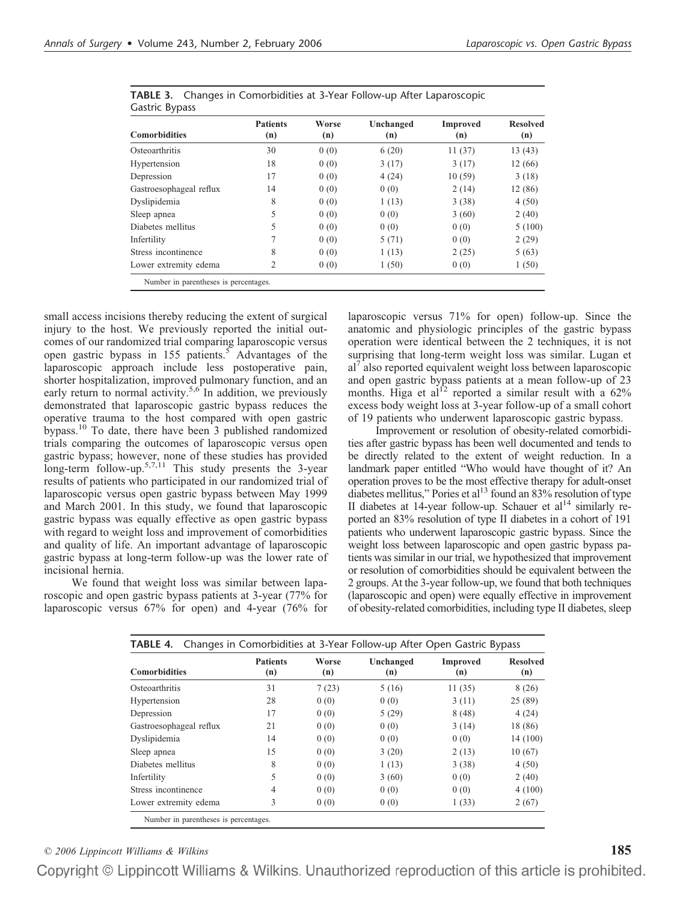**TABLE 3.** Changes in Comorbidities at 3-Year Follow-up After Laparoscopic Gastric Bypass

| Comorbidities | Patients (n) | Worse (n) | Unchanged (n) | Improved (n) | Resolved (n) |
|---|---|---|---|---|---|
| Osteoarthritis | 30 | 0 (0) | 6 (20) | 11 (37) | 13 (43) |
| Hypertension | 18 | 0 (0) | 3 (17) | 3 (17) | 12 (66) |
| Depression | 17 | 0 (0) | 4 (24) | 10 (59) | 3 (18) |
| Gastroesophageal reflux | 14 | 0 (0) | 0 (0) | 2 (14) | 12 (86) |
| Dyslipidemia | 8 | 0 (0) | 1 (13) | 3 (38) | 4 (50) |
| Sleep apnea | 5 | 0 (0) | 0 (0) | 3 (60) | 2 (40) |
| Diabetes mellitus | 5 | 0 (0) | 0 (0) | 0 (0) | 5 (100) |
| Infertility | 7 | 0 (0) | 5 (71) | 0 (0) | 2 (29) |
| Stress incontinence | 8 | 0 (0) | 1 (13) | 2 (25) | 5 (63) |
| Lower extremity edema | 2 | 0 (0) | 1 (50) | 0 (0) | 1 (50) |

Number in parentheses is percentages.

small access incisions thereby reducing the extent of surgical injury to the host. We previously reported the initial outcomes of our randomized trial comparing laparoscopic versus open gastric bypass in 155 patients.[5] Advantages of the laparoscopic approach include less postoperative pain, shorter hospitalization, improved pulmonary function, and an early return to normal activity.[5,6] In addition, we previously demonstrated that laparoscopic gastric bypass reduces the operative trauma to the host compared with open gastric bypass.[10] To date, there have been 3 published randomized trials comparing the outcomes of laparoscopic versus open gastric bypass; however, none of these studies has provided long-term follow-up.[5,7,11] This study presents the 3-year results of patients who participated in our randomized trial of laparoscopic versus open gastric bypass between May 1999 and March 2001. In this study, we found that laparoscopic gastric bypass was equally effective as open gastric bypass with regard to weight loss and improvement of comorbidities and quality of life. An important advantage of laparoscopic gastric bypass at long-term follow-up was the lower rate of incisional hernia.

We found that weight loss was similar between laparoscopic and open gastric bypass patients at 3-year (77% for laparoscopic versus 67% for open) and 4-year (76% for laparoscopic versus 71% for open) follow-up. Since the anatomic and physiologic principles of the gastric bypass operation were identical between the 2 techniques, it is not surprising that long-term weight loss was similar. Lugan et al[7] also reported equivalent weight loss between laparoscopic and open gastric bypass patients at a mean follow-up of 23 months. Higa et al[12] reported a similar result with a 62% excess body weight loss at 3-year follow-up of a small cohort of 19 patients who underwent laparoscopic gastric bypass.

Improvement or resolution of obesity-related comorbidities after gastric bypass has been well documented and tends to be directly related to the extent of weight reduction. In a landmark paper entitled "Who would have thought of it? An operation proves to be the most effective therapy for adult-onset diabetes mellitus," Pories et al[13] found an 83% resolution of type II diabetes at 14-year follow-up. Schauer et al[14] similarly reported an 83% resolution of type II diabetes in a cohort of 191 patients who underwent laparoscopic gastric bypass. Since the weight loss between laparoscopic and open gastric bypass patients was similar in our trial, we hypothesized that improvement or resolution of comorbidities should be equivalent between the 2 groups. At the 3-year follow-up, we found that both techniques (laparoscopic and open) were equally effective in improvement of obesity-related comorbidities, including type II diabetes, sleep

**TABLE 4.** Changes in Comorbidities at 3-Year Follow-up After Open Gastric Bypass

| Comorbidities | Patients (n) | Worse (n) | Unchanged (n) | Improved (n) | Resolved (n) |
|---|---|---|---|---|---|
| Osteoarthritis | 31 | 7 (23) | 5 (16) | 11 (35) | 8 (26) |
| Hypertension | 28 | 0 (0) | 0 (0) | 3 (11) | 25 (89) |
| Depression | 17 | 0 (0) | 5 (29) | 8 (48) | 4 (24) |
| Gastroesophageal reflux | 21 | 0 (0) | 0 (0) | 3 (14) | 18 (86) |
| Dyslipidemia | 14 | 0 (0) | 0 (0) | 0 (0) | 14 (100) |
| Sleep apnea | 15 | 0 (0) | 3 (20) | 2 (13) | 10 (67) |
| Diabetes mellitus | 8 | 0 (0) | 1 (13) | 3 (38) | 4 (50) |
| Infertility | 5 | 0 (0) | 3 (60) | 0 (0) | 2 (40) |
| Stress incontinence | 4 | 0 (0) | 0 (0) | 0 (0) | 4 (100) |
| Lower extremity edema | 3 | 0 (0) | 0 (0) | 1 (33) | 2 (67) |

Number in parentheses is percentages.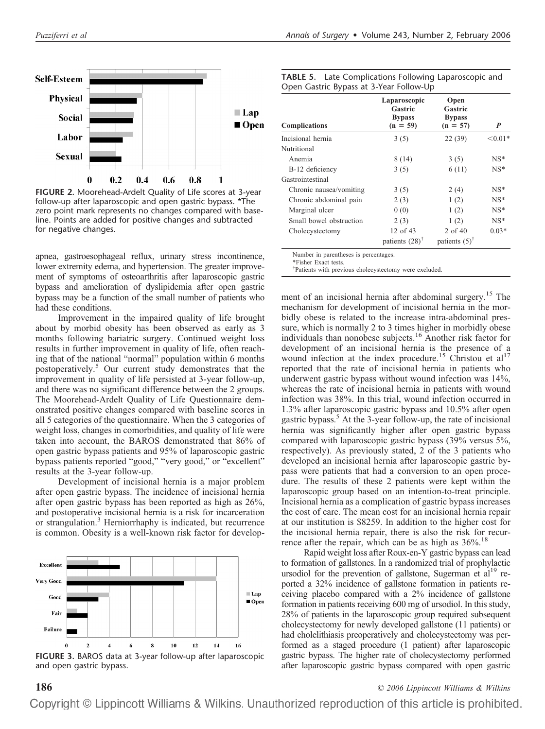FIGURE 2. Moorehead-Ardelt Quality of Life scores at 3-year follow-up after laparoscopic and open gastric bypass. *The zero point mark represents no changes compared with baseline. Points are added for positive changes and subtracted for negative changes.

apnea, gastroesophageal reflux, urinary stress incontinence, lower extremity edema, and hypertension. The greater improvement of symptoms of osteoarthritis after laparoscopic gastric bypass and amelioration of dyslipidemia after open gastric bypass may be a function of the small number of patients who had these conditions.

Improvement in the impaired quality of life brought about by morbid obesity has been observed as early as 3 months following bariatric surgery. Continued weight loss results in further improvement in quality of life, often reaching that of the national "normal" population within 6 months postoperatively.[5] Our current study demonstrates that the improvement in quality of life persisted at 3-year follow-up, and there was no significant difference between the 2 groups. The Moorehead-Ardelt Quality of Life Questionnaire demonstrated positive changes compared with baseline scores in all 5 categories of the questionnaire. When the 3 categories of weight loss, changes in comorbidities, and quality of life were taken into account, the BAROS demonstrated that 86% of open gastric bypass patients and 95% of laparoscopic gastric bypass patients reported "good," "very good," or "excellent" results at the 3-year follow-up.

Development of incisional hernia is a major problem after open gastric bypass. The incidence of incisional hernia after open gastric bypass has been reported as high as 26%, and postoperative incisional hernia is a risk for incarceration or strangulation.[3] Herniorrhaphy is indicated, but recurrence is common. Obesity is a well-known risk factor for development of an incisional hernia after abdominal surgery.[15] The mechanism for development of incisional hernia in the morbidly obese is related to the increase intra-abdominal pressure, which is normally 2 to 3 times higher in morbidly obese individuals than nonobese subjects.[16] Another risk factor for development of an incisional hernia is the presence of a wound infection at the index procedure.[15] Christou et al[17] reported that the rate of incisional hernia in patients who underwent gastric bypass without wound infection was 14%, whereas the rate of incisional hernia in patients with wound infection was 38%. In this trial, wound infection occurred in 1.3% after laparoscopic gastric bypass and 10.5% after open gastric bypass.[5] At the 3-year follow-up, the rate of incisional hernia was significantly higher after open gastric bypass compared with laparoscopic gastric bypass (39% versus 5%, respectively). As previously stated, 2 of the 3 patients who developed an incisional hernia after laparoscopic gastric bypass were patients that had a conversion to an open procedure. The results of these 2 patients were kept within the laparoscopic group based on an intention-to-treat principle. Incisional hernia as a complication of gastric bypass increases the cost of care. The mean cost for an incisional hernia repair at our institution is $8259. In addition to the higher cost for the incisional hernia repair, there is also the risk for recurrence after the repair, which can be as high as 36%.[18]

FIGURE 3. BAROS data at 3-year follow-up after laparoscopic and open gastric bypass.

**TABLE 5.** Late Complications Following Laparoscopic and Open Gastric Bypass at 3-Year Follow-Up

| Complications | Laparoscopic Gastric Bypass (n = 59) | Open Gastric Bypass (n = 57) | *P* |
|---|---|---|---|
| Incisional hernia | 3 (5) | 22 (39) | <0.01* |
| Nutritional | | | |
| Anemia | 8 (14) | 3 (5) | NS* |
| B-12 deficiency | 3 (5) | 6 (11) | NS* |
| Gastrointestinal | | | |
| Chronic nausea/vomiting | 3 (5) | 2 (4) | NS* |
| Chronic abdominal pain | 2 (3) | 1 (2) | NS* |
| Marginal ulcer | 0 (0) | 1 (2) | NS* |
| Small bowel obstruction | 2 (3) | 1 (2) | NS* |
| Cholecystectomy | 12 of 43 patients (28)[†] | 2 of 40 patients (5)[†] | 0.03* |

Number in parentheses is percentages.
*Fisher Exact tests.
†Patients with previous cholecystectomy were excluded.

Rapid weight loss after Roux-en-Y gastric bypass can lead to formation of gallstones. In a randomized trial of prophylactic ursodiol for the prevention of gallstone, Sugerman et al[19] reported a 32% incidence of gallstone formation in patients receiving placebo compared with a 2% incidence of gallstone formation in patients receiving 600 mg of ursodiol. In this study, 28% of patients in the laparoscopic group required subsequent cholecystectomy for newly developed gallstone (11 patients) or had cholelithiasis preoperatively and cholecystectomy was performed as a staged procedure (1 patient) after laparoscopic gastric bypass. The higher rate of cholecystectomy performed after laparoscopic gastric bypass compared with open gastric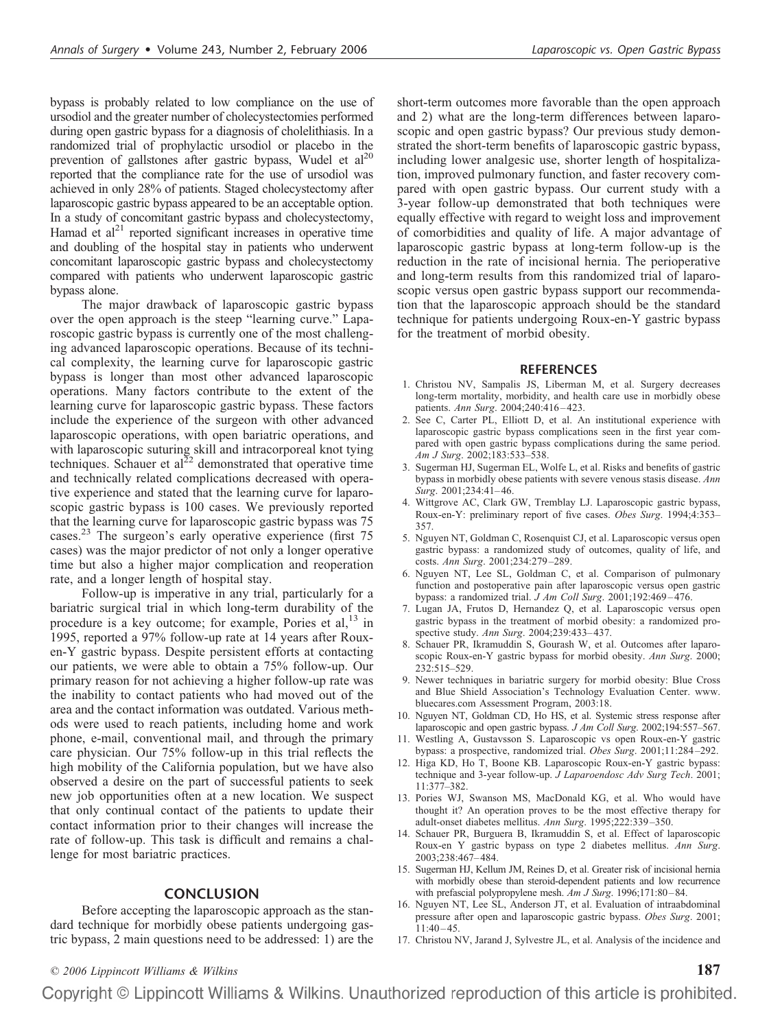bypass is probably related to low compliance on the use of ursodiol and the greater number of cholecystectomies performed during open gastric bypass for a diagnosis of cholelithiasis. In a randomized trial of prophylactic ursodiol or placebo in the prevention of gallstones after gastric bypass, Wudel et al[20] reported that the compliance rate for the use of ursodiol was achieved in only 28% of patients. Staged cholecystectomy after laparoscopic gastric bypass appeared to be an acceptable option. In a study of concomitant gastric bypass and cholecystectomy, Hamad et al[21] reported significant increases in operative time and doubling of the hospital stay in patients who underwent concomitant laparoscopic gastric bypass and cholecystectomy compared with patients who underwent laparoscopic gastric bypass alone.

The major drawback of laparoscopic gastric bypass over the open approach is the steep "learning curve." Laparoscopic gastric bypass is currently one of the most challenging advanced laparoscopic operations. Because of its technical complexity, the learning curve for laparoscopic gastric bypass is longer than most other advanced laparoscopic operations. Many factors contribute to the extent of the learning curve for laparoscopic gastric bypass. These factors include the experience of the surgeon with other advanced laparoscopic operations, with open bariatric operations, and with laparoscopic suturing skill and intracorporeal knot tying techniques. Schauer et al[22] demonstrated that operative time and technically related complications decreased with operative experience and stated that the learning curve for laparoscopic gastric bypass is 100 cases. We previously reported that the learning curve for laparoscopic gastric bypass was 75 cases.[23] The surgeon's early operative experience (first 75 cases) was the major predictor of not only a longer operative time but also a higher major complication and reoperation rate, and a longer length of hospital stay.

Follow-up is imperative in any trial, particularly for a bariatric surgical trial in which long-term durability of the procedure is a key outcome; for example, Pories et al,[13] in 1995, reported a 97% follow-up rate at 14 years after Roux-en-Y gastric bypass. Despite persistent efforts at contacting our patients, we were able to obtain a 75% follow-up. Our primary reason for not achieving a higher follow-up rate was the inability to contact patients who had moved out of the area and the contact information was outdated. Various methods were used to reach patients, including home and work phone, e-mail, conventional mail, and through the primary care physician. Our 75% follow-up in this trial reflects the high mobility of the California population, but we have also observed a desire on the part of successful patients to seek new job opportunities often at a new location. We suspect that only continual contact of the patients to update their contact information prior to their changes will increase the rate of follow-up. This task is difficult and remains a challenge for most bariatric practices.

## CONCLUSION

Before accepting the laparoscopic approach as the standard technique for morbidly obese patients undergoing gastric bypass, 2 main questions need to be addressed: 1) are the short-term outcomes more favorable than the open approach and 2) what are the long-term differences between laparoscopic and open gastric bypass? Our previous study demonstrated the short-term benefits of laparoscopic gastric bypass, including lower analgesic use, shorter length of hospitalization, improved pulmonary function, and faster recovery compared with open gastric bypass. Our current study with a 3-year follow-up demonstrated that both techniques were equally effective with regard to weight loss and improvement of comorbidities and quality of life. A major advantage of laparoscopic gastric bypass at long-term follow-up is the reduction in the rate of incisional hernia. The perioperative and long-term results from this randomized trial of laparoscopic versus open gastric bypass support our recommendation that the laparoscopic approach should be the standard technique for patients undergoing Roux-en-Y gastric bypass for the treatment of morbid obesity.

## REFERENCES

1. Christou NV, Sampalis JS, Liberman M, et al. Surgery decreases long-term mortality, morbidity, and health care use in morbidly obese patients. *Ann Surg*. 2004;240:416–423.
2. See C, Carter PL, Elliott D, et al. An institutional experience with laparoscopic gastric bypass complications seen in the first year compared with open gastric bypass complications during the same period. *Am J Surg*. 2002;183:533–538.
3. Sugerman HJ, Sugerman EL, Wolfe L, et al. Risks and benefits of gastric bypass in morbidly obese patients with severe venous stasis disease. *Ann Surg*. 2001;234:41–46.
4. Wittgrove AC, Clark GW, Tremblay LJ. Laparoscopic gastric bypass, Roux-en-Y: preliminary report of five cases. *Obes Surg*. 1994;4:353–357.
5. Nguyen NT, Goldman C, Rosenquist CJ, et al. Laparoscopic versus open gastric bypass: a randomized study of outcomes, quality of life, and costs. *Ann Surg*. 2001;234:279–289.
6. Nguyen NT, Lee SL, Goldman C, et al. Comparison of pulmonary function and postoperative pain after laparoscopic versus open gastric bypass: a randomized trial. *J Am Coll Surg*. 2001;192:469–476.
7. Lugan JA, Frutos D, Hernandez Q, et al. Laparoscopic versus open gastric bypass in the treatment of morbid obesity: a randomized prospective study. *Ann Surg*. 2004;239:433–437.
8. Schauer PR, Ikramuddin S, Gourash W, et al. Outcomes after laparoscopic Roux-en-Y gastric bypass for morbid obesity. *Ann Surg*. 2000; 232:515–529.
9. Newer techniques in bariatric surgery for morbid obesity: Blue Cross and Blue Shield Association's Technology Evaluation Center. www.bluecares.com Assessment Program, 2003:18.
10. Nguyen NT, Goldman CD, Ho HS, et al. Systemic stress response after laparoscopic and open gastric bypass. *J Am Coll Surg*. 2002;194:557–567.
11. Westling A, Gustavsson S. Laparoscopic vs open Roux-en-Y gastric bypass: a prospective, randomized trial. *Obes Surg*. 2001;11:284–292.
12. Higa KD, Ho T, Boone KB. Laparoscopic Roux-en-Y gastric bypass: technique and 3-year follow-up. *J Laparoendosc Adv Surg Tech*. 2001; 11:377–382.
13. Pories WJ, Swanson MS, MacDonald KG, et al. Who would have thought it? An operation proves to be the most effective therapy for adult-onset diabetes mellitus. *Ann Surg*. 1995;222:339–350.
14. Schauer PR, Burguera B, Ikramuddin S, et al. Effect of laparoscopic Roux-en Y gastric bypass on type 2 diabetes mellitus. *Ann Surg*. 2003;238:467–484.
15. Sugerman HJ, Kellum JM, Reines D, et al. Greater risk of incisional hernia with morbidly obese than steroid-dependent patients and low recurrence with prefascial polypropylene mesh. *Am J Surg*. 1996;171:80–84.
16. Nguyen NT, Lee SL, Anderson JT, et al. Evaluation of intraabdominal pressure after open and laparoscopic gastric bypass. *Obes Surg*. 2001; 11:40–45.
17. Christou NV, Jarand J, Sylvestre JL, et al. Analysis of the incidence and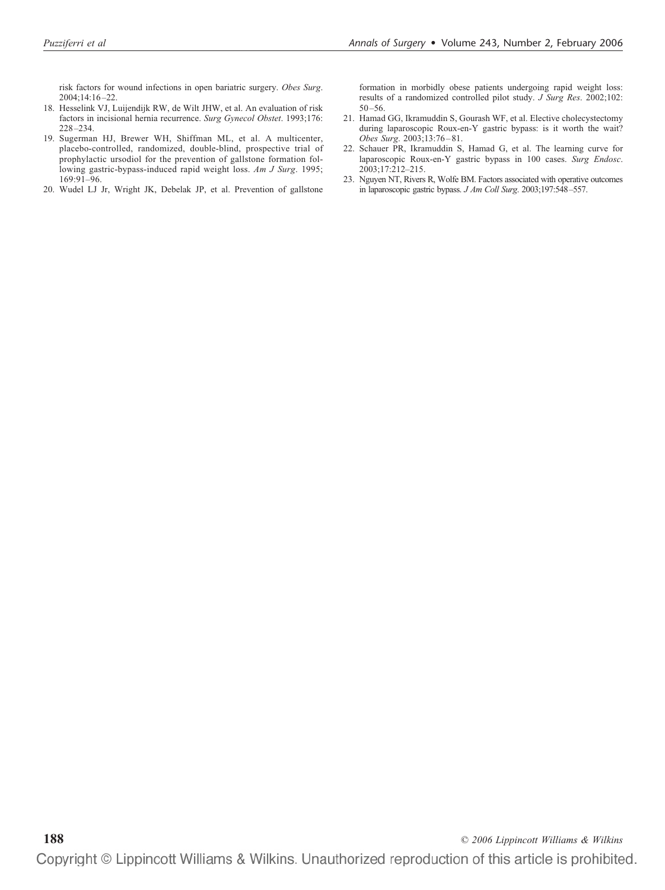risk factors for wound infections in open bariatric surgery. *Obes Surg*. 2004;14:16–22.

18. Hesselink VJ, Luijendijk RW, de Wilt JHW, et al. An evaluation of risk factors in incisional hernia recurrence. *Surg Gynecol Obstet*. 1993;176: 228–234.
19. Sugerman HJ, Brewer WH, Shiffman ML, et al. A multicenter, placebo-controlled, randomized, double-blind, prospective trial of prophylactic ursodiol for the prevention of gallstone formation following gastric-bypass-induced rapid weight loss. *Am J Surg*. 1995; 169:91–96.
20. Wudel LJ Jr, Wright JK, Debelak JP, et al. Prevention of gallstone formation in morbidly obese patients undergoing rapid weight loss: results of a randomized controlled pilot study. *J Surg Res*. 2002;102: 50–56.
21. Hamad GG, Ikramuddin S, Gourash WF, et al. Elective cholecystectomy during laparoscopic Roux-en-Y gastric bypass: is it worth the wait? *Obes Surg*. 2003;13:76–81.
22. Schauer PR, Ikramuddin S, Hamad G, et al. The learning curve for laparoscopic Roux-en-Y gastric bypass in 100 cases. *Surg Endosc*. 2003;17:212–215.
23. Nguyen NT, Rivers R, Wolfe BM. Factors associated with operative outcomes in laparoscopic gastric bypass. *J Am Coll Surg*. 2003;197:548–557.